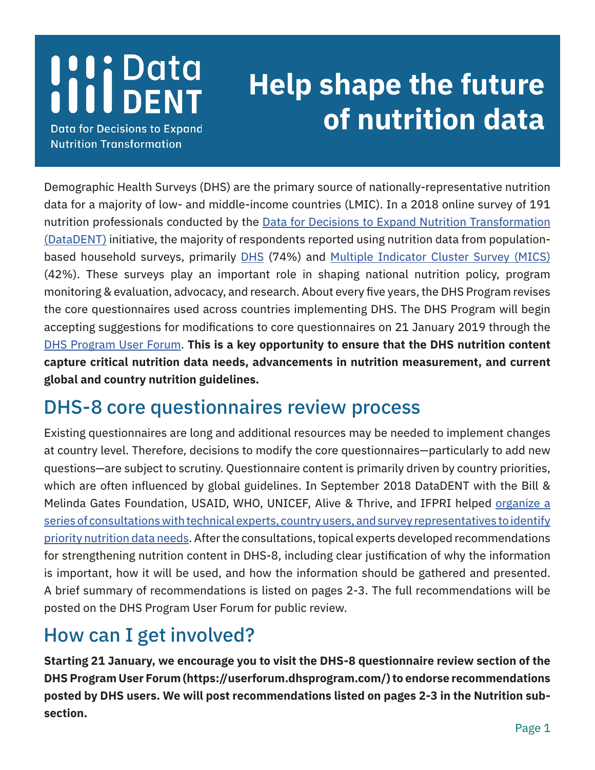Data DENT

Data for Decisions to Expand Nutrition Transformation

# Help shape the future of nutrition data

Demographic Health Surveys (DHS) are the primary source of nationally-representative nutrition data for a majority of low- and middle-income countries (LMIC). In a 2018 online survey of 191 nutrition professionals conducted by the Data for Decisions to Expand Nutrition Transformation (DataDENT) initiative, the majority of respondents reported using nutrition data from population-based household surveys, primarily DHS (74%) and Multiple Indicator Cluster Survey (MICS) (42%). These surveys play an important role in shaping national nutrition policy, program monitoring & evaluation, advocacy, and research. About every five years, the DHS Program revises the core questionnaires used across countries implementing DHS. The DHS Program will begin accepting suggestions for modifications to core questionnaires on 21 January 2019 through the DHS Program User Forum. **This is a key opportunity to ensure that the DHS nutrition content capture critical nutrition data needs, advancements in nutrition measurement, and current global and country nutrition guidelines.**

## DHS-8 core questionnaires review process

Existing questionnaires are long and additional resources may be needed to implement changes at country level. Therefore, decisions to modify the core questionnaires—particularly to add new questions—are subject to scrutiny. Questionnaire content is primarily driven by country priorities, which are often influenced by global guidelines. In September 2018 DataDENT with the Bill & Melinda Gates Foundation, USAID, WHO, UNICEF, Alive & Thrive, and IFPRI helped organize a series of consultations with technical experts, country users, and survey representatives to identify priority nutrition data needs. After the consultations, topical experts developed recommendations for strengthening nutrition content in DHS-8, including clear justification of why the information is important, how it will be used, and how the information should be gathered and presented. A brief summary of recommendations is listed on pages 2-3. The full recommendations will be posted on the DHS Program User Forum for public review.

## How can I get involved?

**Starting 21 January, we encourage you to visit the DHS-8 questionnaire review section of the DHS Program User Forum (https://userforum.dhsprogram.com/) to endorse recommendations posted by DHS users. We will post recommendations listed on pages 2-3 in the Nutrition sub-section.**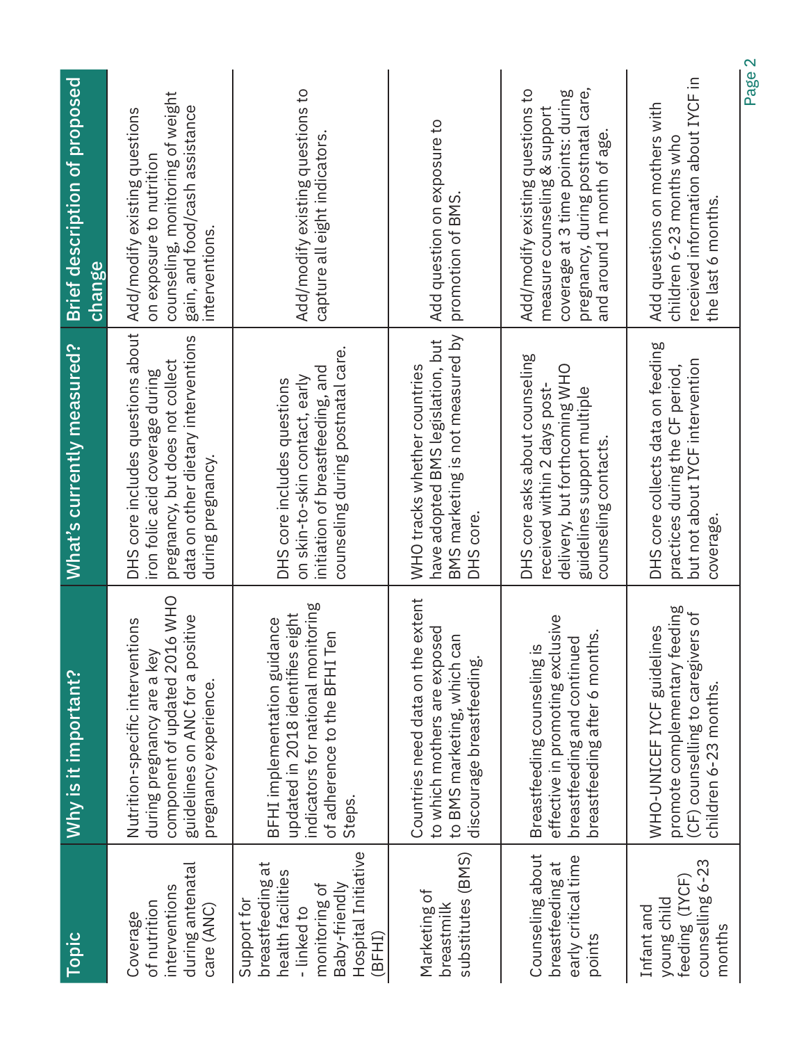| Topic | Why is it important? | What's currently measured? | Brief description of proposed change |
|---|---|---|---|
| Coverage of nutrition interventions during antenatal care (ANC) | Nutrition-specific interventions during pregnancy are a key component of updated 2016 WHO guidelines on ANC for a positive pregnancy experience. | DHS core includes questions about iron folic acid coverage during pregnancy, but does not collect data on other dietary interventions during pregnancy. | Add/modify existing questions on exposure to nutrition counseling, monitoring of weight gain, and food/cash assistance interventions. |
| Support for breastfeeding at health facilities - linked to monitoring of Baby-friendly Hospital Initiative (BFHI) | BFHI implementation guidance updated in 2018 identifies eight indicators for national monitoring of adherence to the BFHI Ten Steps. | DHS core includes questions on skin-to-skin contact, early initiation of breastfeeding, and counseling during postnatal care. | Add/modify existing questions to capture all eight indicators. |
| Marketing of breastmilk substitutes (BMS) | Countries need data on the extent to which mothers are exposed to BMS marketing, which can discourage breastfeeding. | WHO tracks whether countries have adopted BMS legislation, but BMS marketing is not measured by DHS core. | Add question on exposure to promotion of BMS. |
| Counseling about breastfeeding at early critical time points | Breastfeeding counseling is effective in promoting exclusive breastfeeding and continued breastfeeding after 6 months. | DHS core asks about counseling received within 2 days post-delivery, but forthcoming WHO guidelines support multiple counseling contacts. | Add/modify existing questions to measure counseling & support coverage at 3 time points: during pregnancy, during postnatal care, and around 1 month of age. |
| Infant and young child feeding (IYCF) counselling 6-23 months | WHO-UNICEF IYCF guidelines promote complementary feeding (CF) counselling to caregivers of children 6-23 months. | DHS core collects data on feeding practices during the CF period, but not about IYCF intervention coverage. | Add questions on mothers with children 6-23 months who received information about IYCF in the last 6 months. |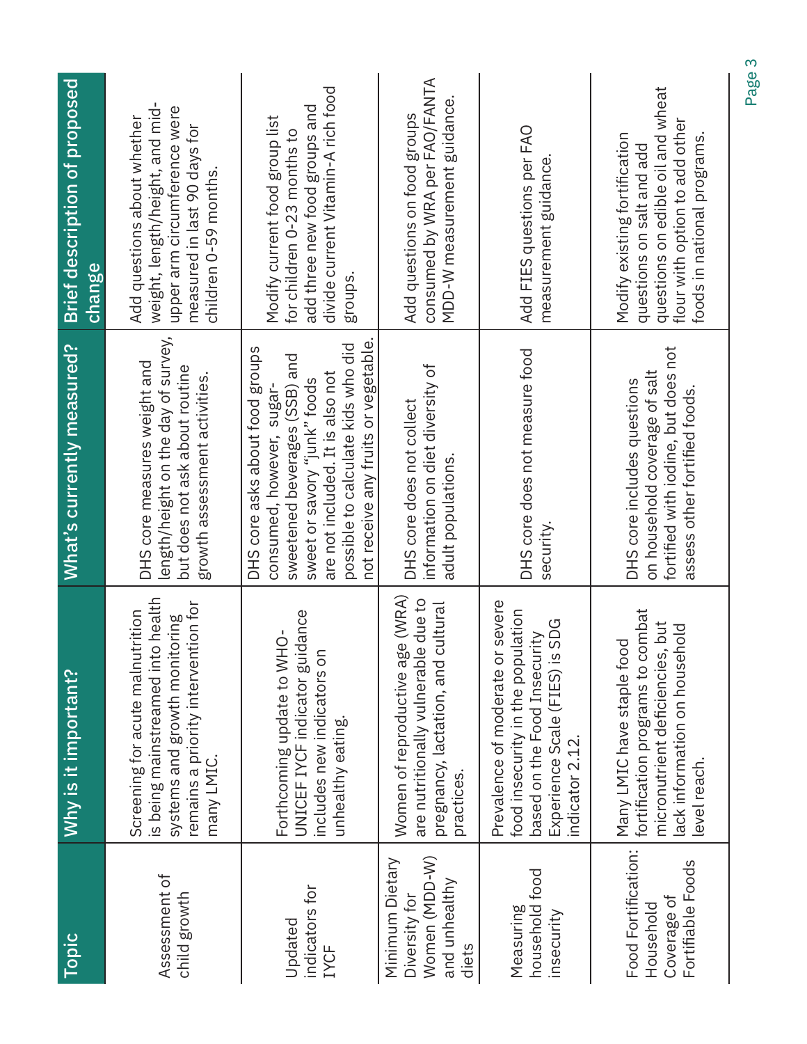| Topic | Why is it important? | What's currently measured? | Brief description of proposed change |
|---|---|---|---|
| Assessment of child growth | Screening for acute malnutrition is being mainstreamed into health systems and growth monitoring remains a priority intervention for many LMIC. | DHS core measures weight and length/height on the day of survey, but does not ask about routine growth assessment activities. | Add questions about whether weight, length/height, and mid-upper arm circumference were measured in last 90 days for children 0-59 months. |
| Updated indicators for IYCF | Forthcoming update to WHO-UNICEF IYCF indicator guidance includes new indicators on unhealthy eating. | DHS core asks about food groups consumed, however, sugar-sweetened beverages (SSB) and sweet or savory "junk" foods are not included. It is also not possible to calculate kids who did not receive any fruits or vegetable. | Modify current food group list for children 0-23 months to add three new food groups and divide current Vitamin-A rich food groups. |
| Minimum Dietary Diversity for Women (MDD-W) and unhealthy diets | Women of reproductive age (WRA) are nutritionally vulnerable due to pregnancy, lactation, and cultural practices. | DHS core does not collect information on diet diversity of adult populations. | Add questions on food groups consumed by WRA per FAO/FANTA MDD-W measurement guidance. |
| Measuring household food insecurity | Prevalence of moderate or severe food insecurity in the population based on the Food Insecurity Experience Scale (FIES) is SDG indicator 2.12. | DHS core does not measure food security. | Add FIES questions per FAO measurement guidance. |
| Food Fortification: Household Coverage of Fortifiable Foods | Many LMIC have staple food fortification programs to combat micronutrient deficiencies, but lack information on household level reach. | DHS core includes questions on household coverage of salt fortified with iodine, but does not assess other fortified foods. | Modify existing fortification questions on salt and add questions on edible oil and wheat flour with option to add other foods in national programs. |